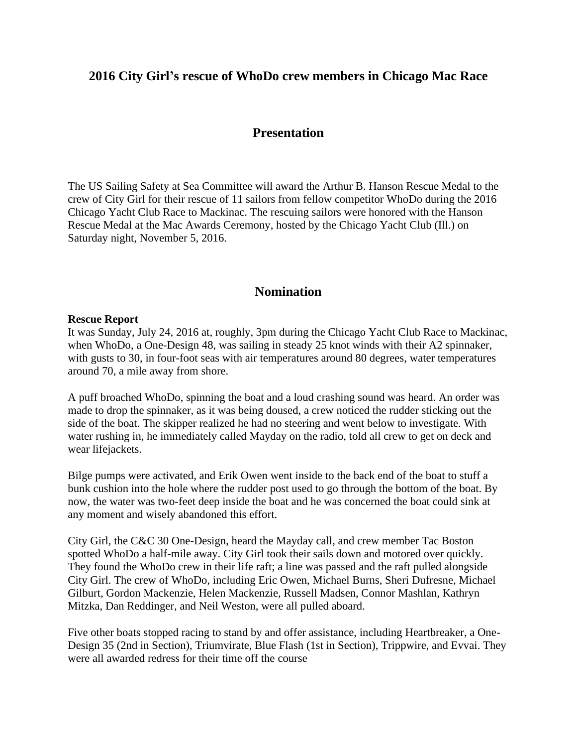# 2016 City Girl's rescue of WhoDo crew members in Chicago Mac Race

## Presentation

The US Sailing Safety at Sea Committee will award the Arthur B. Hanson Rescue Medal to the crew of City Girl for their rescue of 11 sailors from fellow competitor WhoDo during the 2016 Chicago Yacht Club Race to Mackinac. The rescuing sailors were honored with the Hanson Rescue Medal at the Mac Awards Ceremony, hosted by the Chicago Yacht Club (Ill.) on Saturday night, November 5, 2016.

## Nomination

**Rescue Report**

It was Sunday, July 24, 2016 at, roughly, 3pm during the Chicago Yacht Club Race to Mackinac, when WhoDo, a One-Design 48, was sailing in steady 25 knot winds with their A2 spinnaker, with gusts to 30, in four-foot seas with air temperatures around 80 degrees, water temperatures around 70, a mile away from shore.

A puff broached WhoDo, spinning the boat and a loud crashing sound was heard. An order was made to drop the spinnaker, as it was being doused, a crew noticed the rudder sticking out the side of the boat. The skipper realized he had no steering and went below to investigate. With water rushing in, he immediately called Mayday on the radio, told all crew to get on deck and wear lifejackets.

Bilge pumps were activated, and Erik Owen went inside to the back end of the boat to stuff a bunk cushion into the hole where the rudder post used to go through the bottom of the boat. By now, the water was two-feet deep inside the boat and he was concerned the boat could sink at any moment and wisely abandoned this effort.

City Girl, the C&C 30 One-Design, heard the Mayday call, and crew member Tac Boston spotted WhoDo a half-mile away. City Girl took their sails down and motored over quickly. They found the WhoDo crew in their life raft; a line was passed and the raft pulled alongside City Girl. The crew of WhoDo, including Eric Owen, Michael Burns, Sheri Dufresne, Michael Gilburt, Gordon Mackenzie, Helen Mackenzie, Russell Madsen, Connor Mashlan, Kathryn Mitzka, Dan Reddinger, and Neil Weston, were all pulled aboard.

Five other boats stopped racing to stand by and offer assistance, including Heartbreaker, a One-Design 35 (2nd in Section), Triumvirate, Blue Flash (1st in Section), Trippwire, and Evvai. They were all awarded redress for their time off the course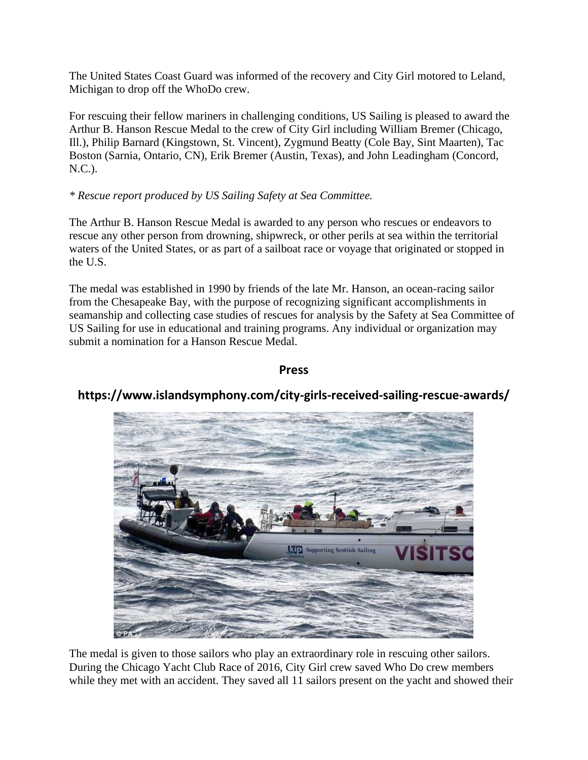The United States Coast Guard was informed of the recovery and City Girl motored to Leland, Michigan to drop off the WhoDo crew.

For rescuing their fellow mariners in challenging conditions, US Sailing is pleased to award the Arthur B. Hanson Rescue Medal to the crew of City Girl including William Bremer (Chicago, Ill.), Philip Barnard (Kingstown, St. Vincent), Zygmund Beatty (Cole Bay, Sint Maarten), Tac Boston (Sarnia, Ontario, CN), Erik Bremer (Austin, Texas), and John Leadingham (Concord, N.C.).

*\* Rescue report produced by US Sailing Safety at Sea Committee.*

The Arthur B. Hanson Rescue Medal is awarded to any person who rescues or endeavors to rescue any other person from drowning, shipwreck, or other perils at sea within the territorial waters of the United States, or as part of a sailboat race or voyage that originated or stopped in the U.S.

The medal was established in 1990 by friends of the late Mr. Hanson, an ocean-racing sailor from the Chesapeake Bay, with the purpose of recognizing significant accomplishments in seamanship and collecting case studies of rescues for analysis by the Safety at Sea Committee of US Sailing for use in educational and training programs. Any individual or organization may submit a nomination for a Hanson Rescue Medal.

## Press

## https://www.islandsymphony.com/city-girls-received-sailing-rescue-awards/

The medal is given to those sailors who play an extraordinary role in rescuing other sailors. During the Chicago Yacht Club Race of 2016, City Girl crew saved Who Do crew members while they met with an accident. They saved all 11 sailors present on the yacht and showed their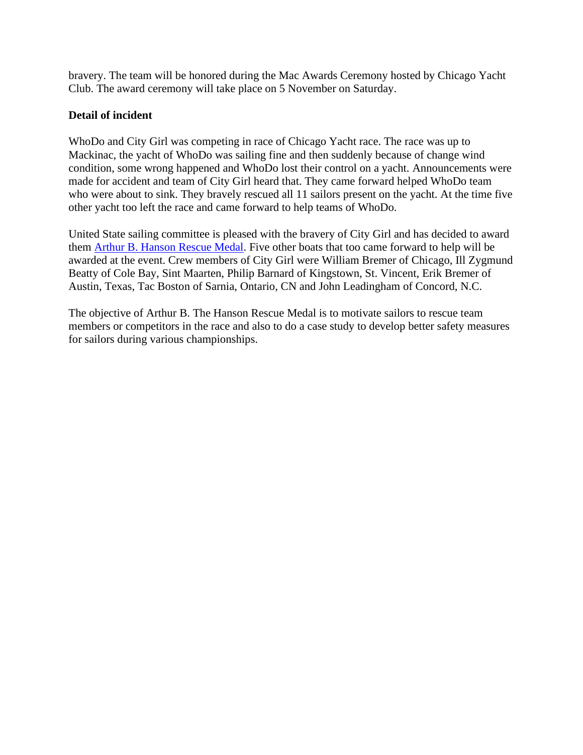bravery. The team will be honored during the Mac Awards Ceremony hosted by Chicago Yacht Club. The award ceremony will take place on 5 November on Saturday.

**Detail of incident**

WhoDo and City Girl was competing in race of Chicago Yacht race. The race was up to Mackinac, the yacht of WhoDo was sailing fine and then suddenly because of change wind condition, some wrong happened and WhoDo lost their control on a yacht. Announcements were made for accident and team of City Girl heard that. They came forward helped WhoDo team who were about to sink. They bravely rescued all 11 sailors present on the yacht. At the time five other yacht too left the race and came forward to help teams of WhoDo.

United State sailing committee is pleased with the bravery of City Girl and has decided to award them Arthur B. Hanson Rescue Medal. Five other boats that too came forward to help will be awarded at the event. Crew members of City Girl were William Bremer of Chicago, Ill Zygmund Beatty of Cole Bay, Sint Maarten, Philip Barnard of Kingstown, St. Vincent, Erik Bremer of Austin, Texas, Tac Boston of Sarnia, Ontario, CN and John Leadingham of Concord, N.C.

The objective of Arthur B. The Hanson Rescue Medal is to motivate sailors to rescue team members or competitors in the race and also to do a case study to develop better safety measures for sailors during various championships.